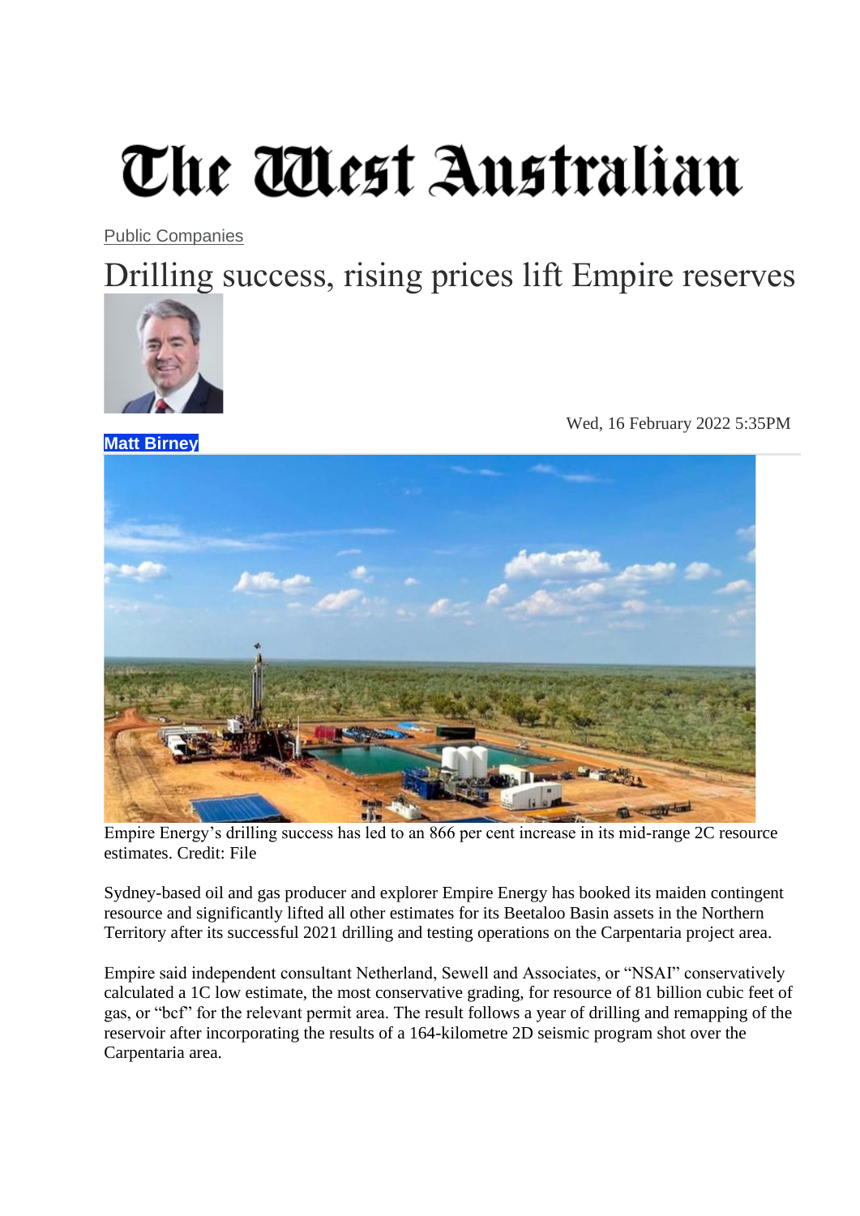The West Australian

Public Companies

# Drilling success, rising prices lift Empire reserves

Wed, 16 February 2022 5:35PM

**Matt Birney**

Empire Energy's drilling success has led to an 866 per cent increase in its mid-range 2C resource estimates. Credit: File

Sydney-based oil and gas producer and explorer Empire Energy has booked its maiden contingent resource and significantly lifted all other estimates for its Beetaloo Basin assets in the Northern Territory after its successful 2021 drilling and testing operations on the Carpentaria project area.

Empire said independent consultant Netherland, Sewell and Associates, or "NSAI" conservatively calculated a 1C low estimate, the most conservative grading, for resource of 81 billion cubic feet of gas, or "bcf" for the relevant permit area. The result follows a year of drilling and remapping of the reservoir after incorporating the results of a 164-kilometre 2D seismic program shot over the Carpentaria area.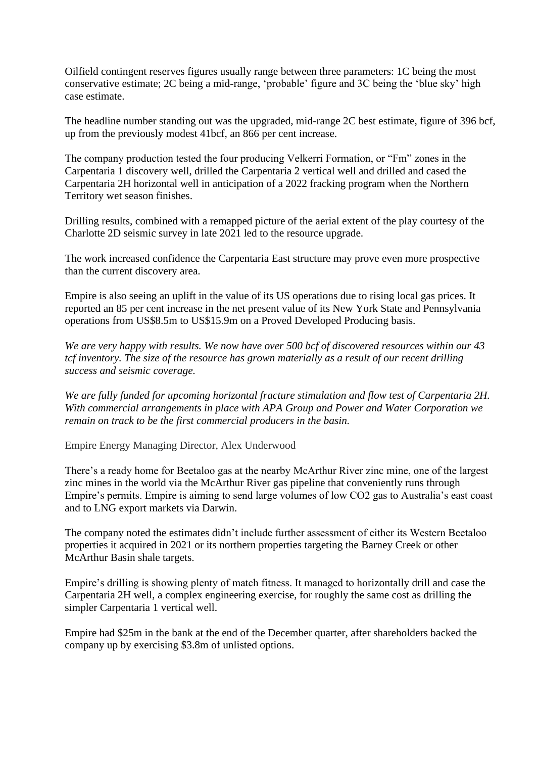Oilfield contingent reserves figures usually range between three parameters: 1C being the most conservative estimate; 2C being a mid-range, 'probable' figure and 3C being the 'blue sky' high case estimate.

The headline number standing out was the upgraded, mid-range 2C best estimate, figure of 396 bcf, up from the previously modest 41bcf, an 866 per cent increase.

The company production tested the four producing Velkerri Formation, or "Fm" zones in the Carpentaria 1 discovery well, drilled the Carpentaria 2 vertical well and drilled and cased the Carpentaria 2H horizontal well in anticipation of a 2022 fracking program when the Northern Territory wet season finishes.

Drilling results, combined with a remapped picture of the aerial extent of the play courtesy of the Charlotte 2D seismic survey in late 2021 led to the resource upgrade.

The work increased confidence the Carpentaria East structure may prove even more prospective than the current discovery area.

Empire is also seeing an uplift in the value of its US operations due to rising local gas prices. It reported an 85 per cent increase in the net present value of its New York State and Pennsylvania operations from US$8.5m to US$15.9m on a Proved Developed Producing basis.

*We are very happy with results. We now have over 500 bcf of discovered resources within our 43 tcf inventory. The size of the resource has grown materially as a result of our recent drilling success and seismic coverage.*

*We are fully funded for upcoming horizontal fracture stimulation and flow test of Carpentaria 2H. With commercial arrangements in place with APA Group and Power and Water Corporation we remain on track to be the first commercial producers in the basin.*

Empire Energy Managing Director, Alex Underwood

There's a ready home for Beetaloo gas at the nearby McArthur River zinc mine, one of the largest zinc mines in the world via the McArthur River gas pipeline that conveniently runs through Empire's permits. Empire is aiming to send large volumes of low $CO_2$ gas to Australia's east coast and to LNG export markets via Darwin.

The company noted the estimates didn't include further assessment of either its Western Beetaloo properties it acquired in 2021 or its northern properties targeting the Barney Creek or other McArthur Basin shale targets.

Empire's drilling is showing plenty of match fitness. It managed to horizontally drill and case the Carpentaria 2H well, a complex engineering exercise, for roughly the same cost as drilling the simpler Carpentaria 1 vertical well.

Empire had $25m in the bank at the end of the December quarter, after shareholders backed the company up by exercising $3.8m of unlisted options.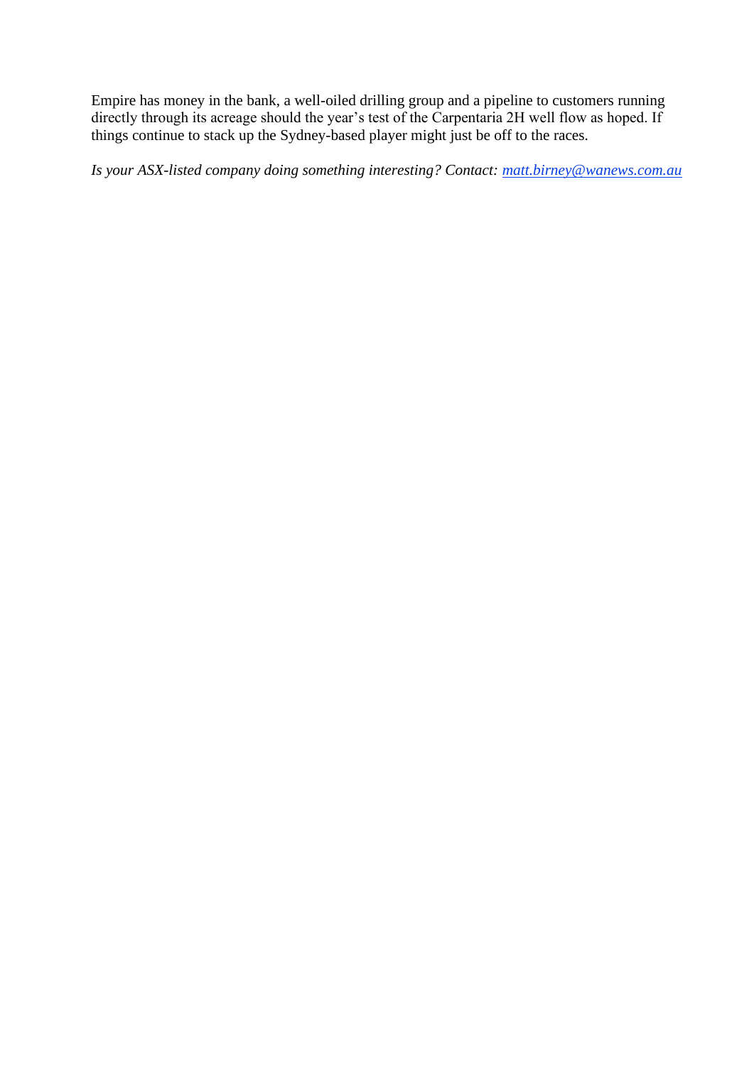Empire has money in the bank, a well-oiled drilling group and a pipeline to customers running directly through its acreage should the year's test of the Carpentaria 2H well flow as hoped. If things continue to stack up the Sydney-based player might just be off to the races.

*Is your ASX-listed company doing something interesting? Contact: [matt.birney@wanews.com.au](mailto:matt.birney@wanews.com.au)*